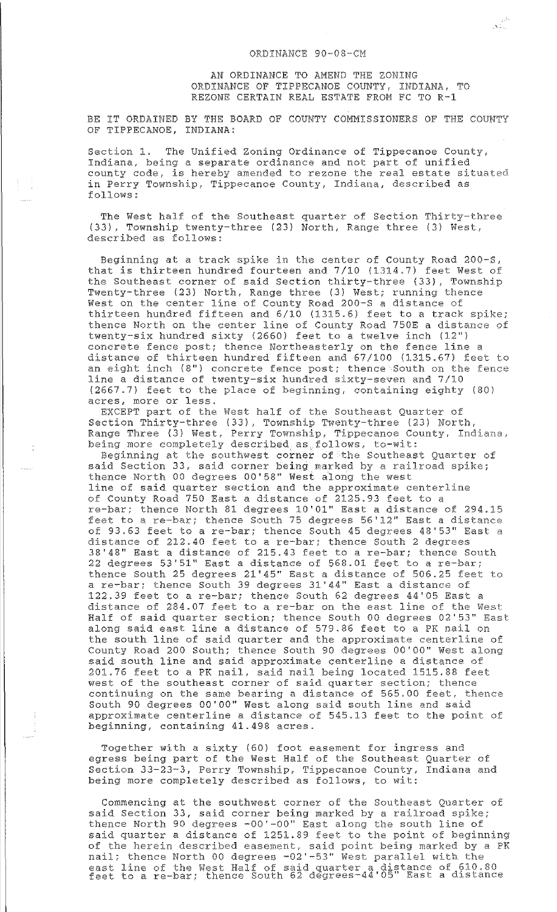# ORDINANCE 90-08-CM

## AN ORDINANCE TO AMEND THE ZONING ORDINANCE OF TIPPECANOE COUNTY, INDIANA, TO REZONE CERTAIN REAL ESTATE FROM FC TO R-1

BE IT ORDAINED BY THE BOARD OF COUNTY COMMISSIONERS OF THE COUNTY OF TIPPECANOE, INDIANA:

Section 1. The Unified Zoning Ordinance of Tippecanoe County, Indiana, being a separate ordinance and not part of unified county code, is hereby amended to rezone the real estate situated in Perry Township, Tippecanoe County, Indiana, described as follows:

The West half of the Southeast quarter of Section Thirty-three (33), Township twenty-three (23) North, Range three (3) West, described as follows:

Beginning at a track spike in the center of County Road 200-S, that is thirteen hundred fourteen and 7/10 (1314.7) feet West of the Southeast corner of said Section thirty-three (33), Township Twenty-three (23) North, Range three (3) West; running thence West on the center line of County Road 200-S a distance of thirteen hundred fifteen and 6/10 (1315.6) feet to a track spike; thence North on the center line of County Road 750E a distance of twenty-six hundred sixty (2660) feet to a twelve inch (12") concrete fence post; thence Northeasterly on the fence line a distance of thirteen hundred fifteen and 67/100 (1315.67) feet to an eight inch (8") concrete fence post; thence South on the fence line a distance of twenty-six hundred sixty-seven and 7/10 (2667.7) feet to the place of beginning, containing eighty (80) acres, more or less.

EXCEPT part of the West half of the Southeast Quarter of Section Thirty-three (33), Township Twenty-three (23) North, Range Three (3) West, Perry Township, Tippecanoe County, Indiana, being more completely described as follows, to-wit:

Beginning at the southwest corner of the Southeast Quarter of said Section 33, said corner being marked by a railroad spike; thence North 00 degrees 00'58" West along the west line of said quarter section and the approximate centerline of County Road 750 East a distance of 2125.93 feet to a re-bar; thence North 81 degrees 10'01" East a distance of 294.15 feet to a re-bar; thence South 75 degrees 56'12" East a distance of 93.63 feet to a re-bar; thence South 45 degrees 48'53" East a distance of 212.40 feet to a re-bar; thence South 2 degrees 38'48" East a distance of 215.43 feet to a re-bar; thence South 22 degrees 53'51" East a distance of 568.01 feet to a re-bar; thence South 25 degrees 21'45" East a distance of 506.25 feet to a re-bar; thence South 39 degrees 31'44" East a distance of 122.39 feet to a re-bar; thence South 62 degrees 44'05 East a distance of 284.07 feet to a re-bar on the east line of the West Half of said quarter section; thence South 00 degrees 02'53" East along said east line a distance of 579.86 feet to a PK nail on the south line of said quarter and the approximate centerline of County Road 200 South; thence South 90 degrees 00'00" West along said south line and said approximate centerline a distance of 201.76 feet to a PK nail, said nail being located 1515.88 feet west of the southeast corner of said quarter section; thence continuing on the same bearing a distance of 565.00 feet, thence South 90 degrees 00'00" West along said south line and said approximate centerline a distance of 545.13 feet to the point of beginning, containing 41.498 acres.

Together with a sixty (60) foot easement for ingress and egress being part of the West Half of the Southeast Quarter of Section 33-23-3, Perry Township, Tippecanoe County, Indiana and being more completely described as follows, to wit:

Commencing at the southwest corner of the Southeast Quarter of said Section 33, said corner being marked by a railroad spike; thence North 90 degrees -00'-00" East along the south line of said quarter a distance of 1251.89 feet to the point of beginning of the herein described easement, said point being marked by a PK nail; thence North 00 degrees -02'-53" West parallel with the east line of the West Half of said quarter a distance of 610.80 feet to a re-bar; thence South 62 degrees-44'05" East a distance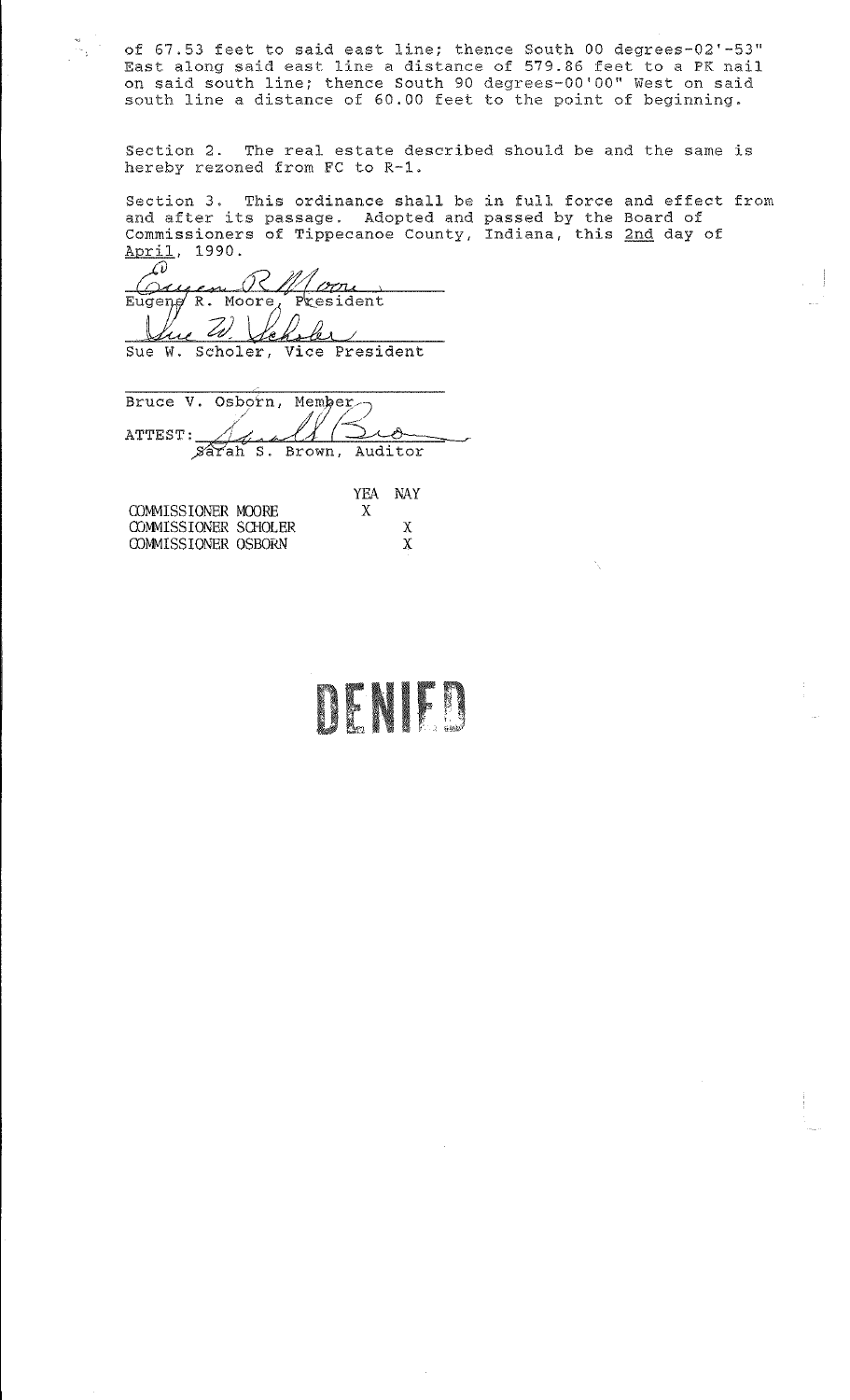of 67.53 feet to said east line; thence South 00 degrees-02'-53" East along said east line a distance of 579.86 feet to a PK nail on said south line; thence South 90 degrees-00'00" West on said south line a distance of 60.00 feet to the point of beginning.

Section 2. The real estate described should be and the same is hereby rezoned from FC to R-1.

Section 3. This ordinance shall be in full force and effect from and after its passage. Adopted and passed by the Board of Commissioners of Tippecanoe County, Indiana, this 2nd day of April, 1990.

Eugene R. Moore, President

Sue W. Scholer, Vice President

Bruce V. Osborn, Member

ATTEST: Sarah S. Brown, Auditor

| | YEA | NAY |
|---|---|---|
| COMMISSIONER MOORE | X | |
| COMMISSIONER SCHOLER | | X |
| COMMISSIONER OSBORN | | X |

DENIED